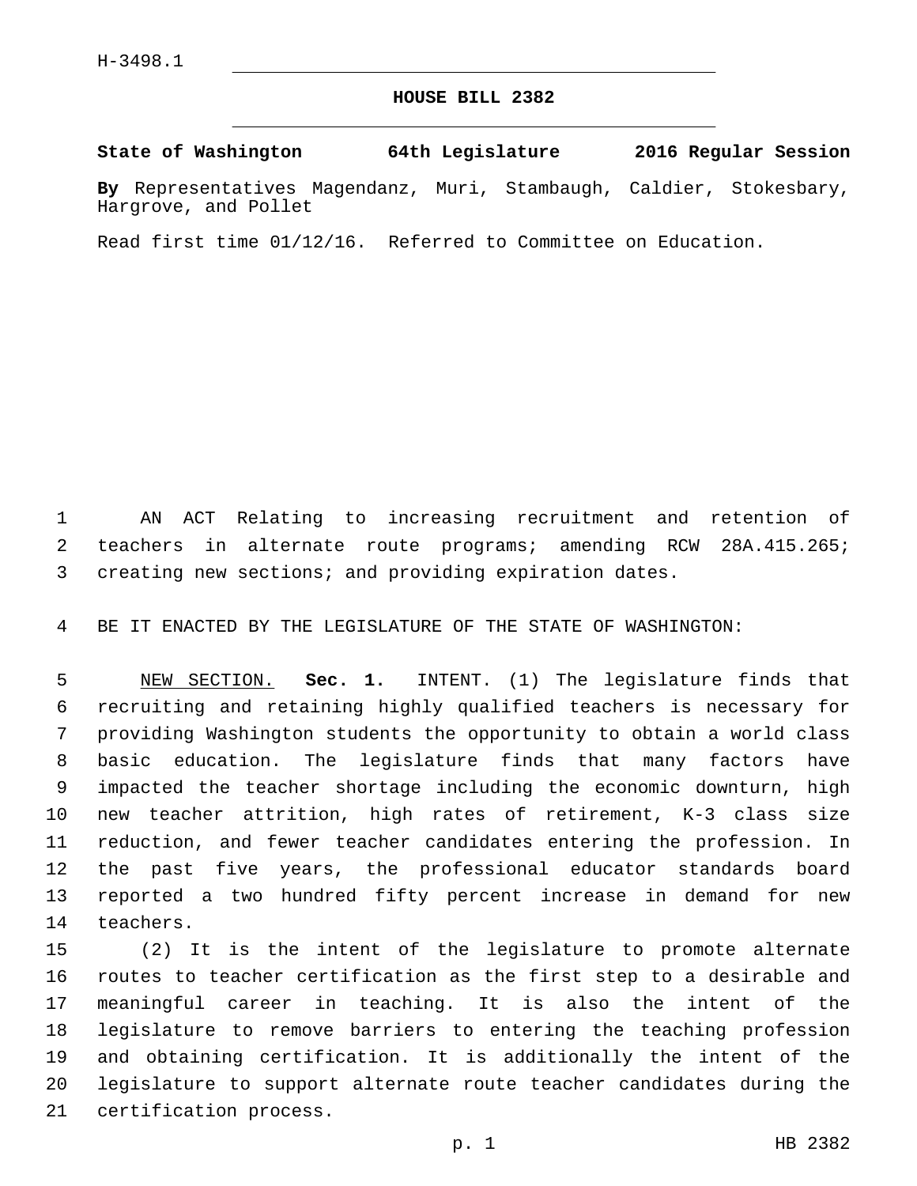H-3498.1

# HOUSE BILL 2382

**State of Washington 64th Legislature 2016 Regular Session**

**By** Representatives Magendanz, Muri, Stambaugh, Caldier, Stokesbary, Hargrove, and Pollet

Read first time 01/12/16. Referred to Committee on Education.

AN ACT Relating to increasing recruitment and retention of teachers in alternate route programs; amending RCW 28A.415.265; creating new sections; and providing expiration dates.

BE IT ENACTED BY THE LEGISLATURE OF THE STATE OF WASHINGTON:

NEW SECTION. **Sec. 1.** INTENT. (1) The legislature finds that recruiting and retaining highly qualified teachers is necessary for providing Washington students the opportunity to obtain a world class basic education. The legislature finds that many factors have impacted the teacher shortage including the economic downturn, high new teacher attrition, high rates of retirement, K-3 class size reduction, and fewer teacher candidates entering the profession. In the past five years, the professional educator standards board reported a two hundred fifty percent increase in demand for new teachers.

(2) It is the intent of the legislature to promote alternate routes to teacher certification as the first step to a desirable and meaningful career in teaching. It is also the intent of the legislature to remove barriers to entering the teaching profession and obtaining certification. It is additionally the intent of the legislature to support alternate route teacher candidates during the certification process.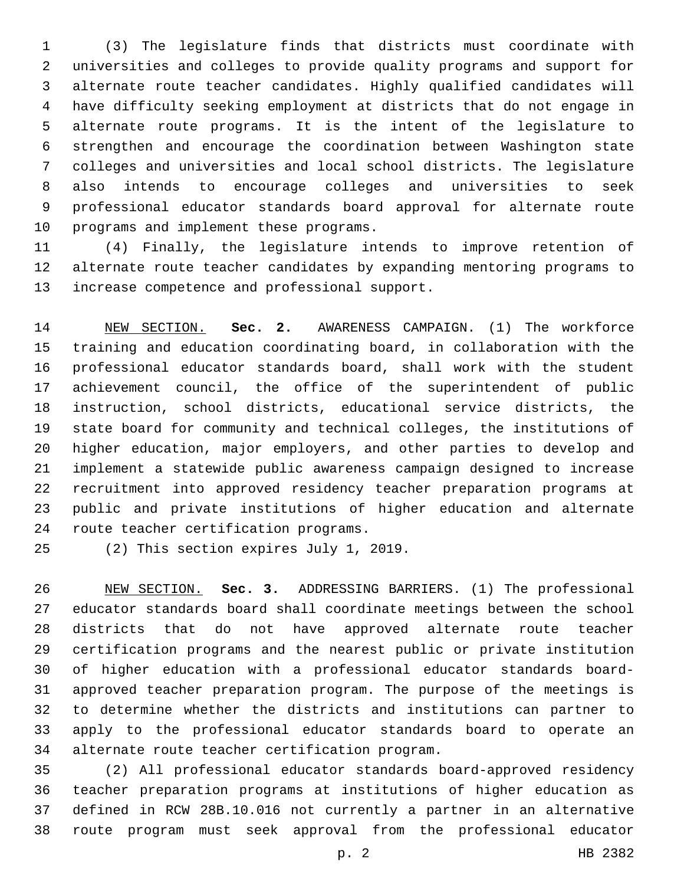(3) The legislature finds that districts must coordinate with universities and colleges to provide quality programs and support for alternate route teacher candidates. Highly qualified candidates will have difficulty seeking employment at districts that do not engage in alternate route programs. It is the intent of the legislature to strengthen and encourage the coordination between Washington state colleges and universities and local school districts. The legislature also intends to encourage colleges and universities to seek professional educator standards board approval for alternate route programs and implement these programs.

(4) Finally, the legislature intends to improve retention of alternate route teacher candidates by expanding mentoring programs to increase competence and professional support.

NEW SECTION. **Sec. 2.** AWARENESS CAMPAIGN. (1) The workforce training and education coordinating board, in collaboration with the professional educator standards board, shall work with the student achievement council, the office of the superintendent of public instruction, school districts, educational service districts, the state board for community and technical colleges, the institutions of higher education, major employers, and other parties to develop and implement a statewide public awareness campaign designed to increase recruitment into approved residency teacher preparation programs at public and private institutions of higher education and alternate route teacher certification programs.

(2) This section expires July 1, 2019.

NEW SECTION. **Sec. 3.** ADDRESSING BARRIERS. (1) The professional educator standards board shall coordinate meetings between the school districts that do not have approved alternate route teacher certification programs and the nearest public or private institution of higher education with a professional educator standards board-approved teacher preparation program. The purpose of the meetings is to determine whether the districts and institutions can partner to apply to the professional educator standards board to operate an alternate route teacher certification program.

(2) All professional educator standards board-approved residency teacher preparation programs at institutions of higher education as defined in RCW 28B.10.016 not currently a partner in an alternative route program must seek approval from the professional educator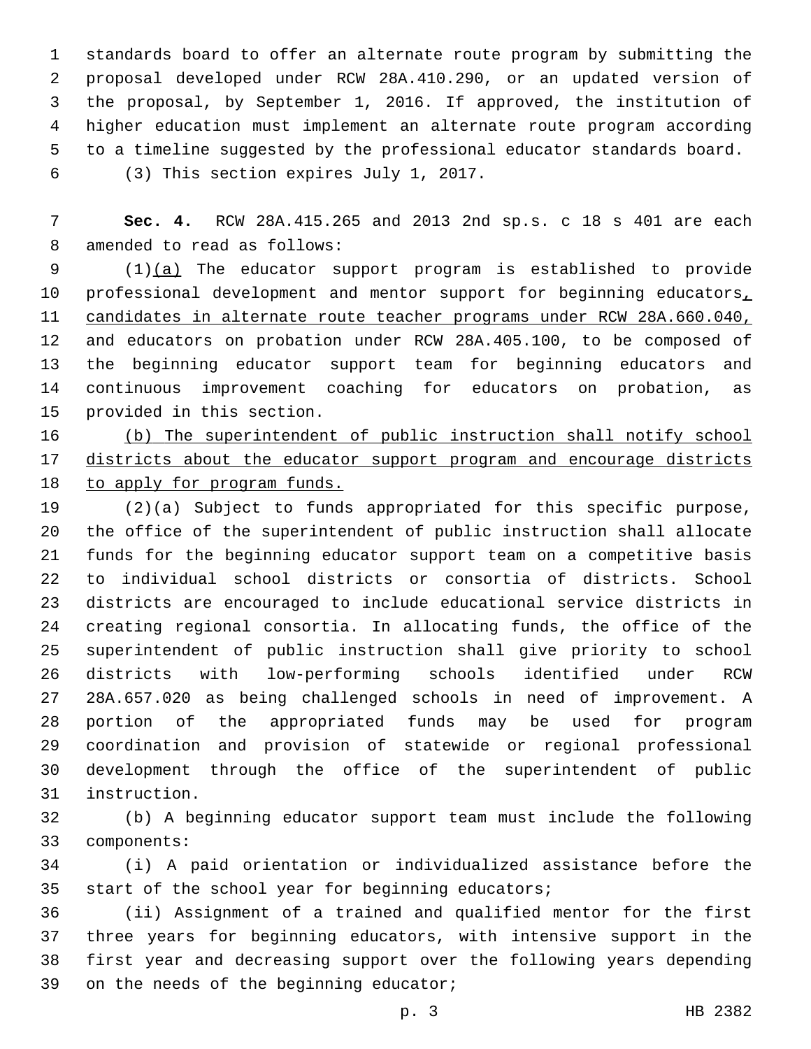standards board to offer an alternate route program by submitting the proposal developed under RCW 28A.410.290, or an updated version of the proposal, by September 1, 2016. If approved, the institution of higher education must implement an alternate route program according to a timeline suggested by the professional educator standards board.

(3) This section expires July 1, 2017.

**Sec. 4.** RCW 28A.415.265 and 2013 2nd sp.s. c 18 s 401 are each amended to read as follows:

(1)<u>(a)</u> The educator support program is established to provide professional development and mentor support for beginning educators<u>, candidates in alternate route teacher programs under RCW 28A.660.040,</u> and educators on probation under RCW 28A.405.100, to be composed of the beginning educator support team for beginning educators and continuous improvement coaching for educators on probation, as provided in this section.

<u>(b) The superintendent of public instruction shall notify school districts about the educator support program and encourage districts to apply for program funds.</u>

(2)(a) Subject to funds appropriated for this specific purpose, the office of the superintendent of public instruction shall allocate funds for the beginning educator support team on a competitive basis to individual school districts or consortia of districts. School districts are encouraged to include educational service districts in creating regional consortia. In allocating funds, the office of the superintendent of public instruction shall give priority to school districts with low-performing schools identified under RCW 28A.657.020 as being challenged schools in need of improvement. A portion of the appropriated funds may be used for program coordination and provision of statewide or regional professional development through the office of the superintendent of public instruction.

(b) A beginning educator support team must include the following components:

(i) A paid orientation or individualized assistance before the start of the school year for beginning educators;

(ii) Assignment of a trained and qualified mentor for the first three years for beginning educators, with intensive support in the first year and decreasing support over the following years depending on the needs of the beginning educator;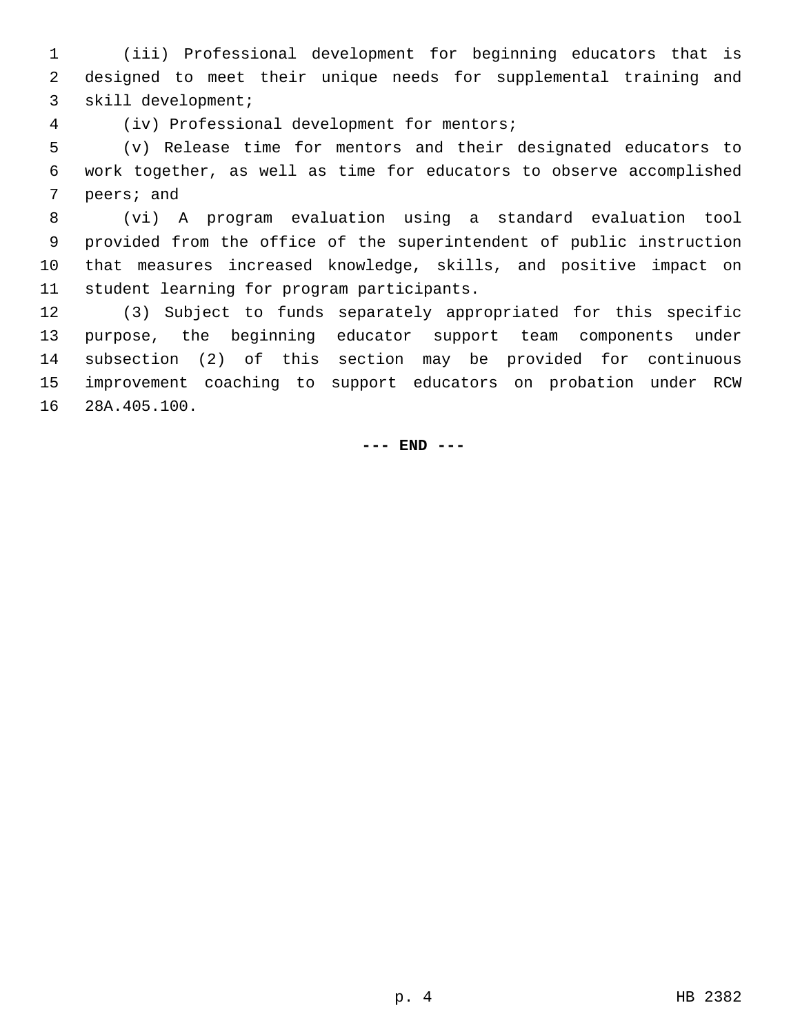(iii) Professional development for beginning educators that is designed to meet their unique needs for supplemental training and skill development;

(iv) Professional development for mentors;

(v) Release time for mentors and their designated educators to work together, as well as time for educators to observe accomplished peers; and

(vi) A program evaluation using a standard evaluation tool provided from the office of the superintendent of public instruction that measures increased knowledge, skills, and positive impact on student learning for program participants.

(3) Subject to funds separately appropriated for this specific purpose, the beginning educator support team components under subsection (2) of this section may be provided for continuous improvement coaching to support educators on probation under RCW 28A.405.100.

**--- END ---**